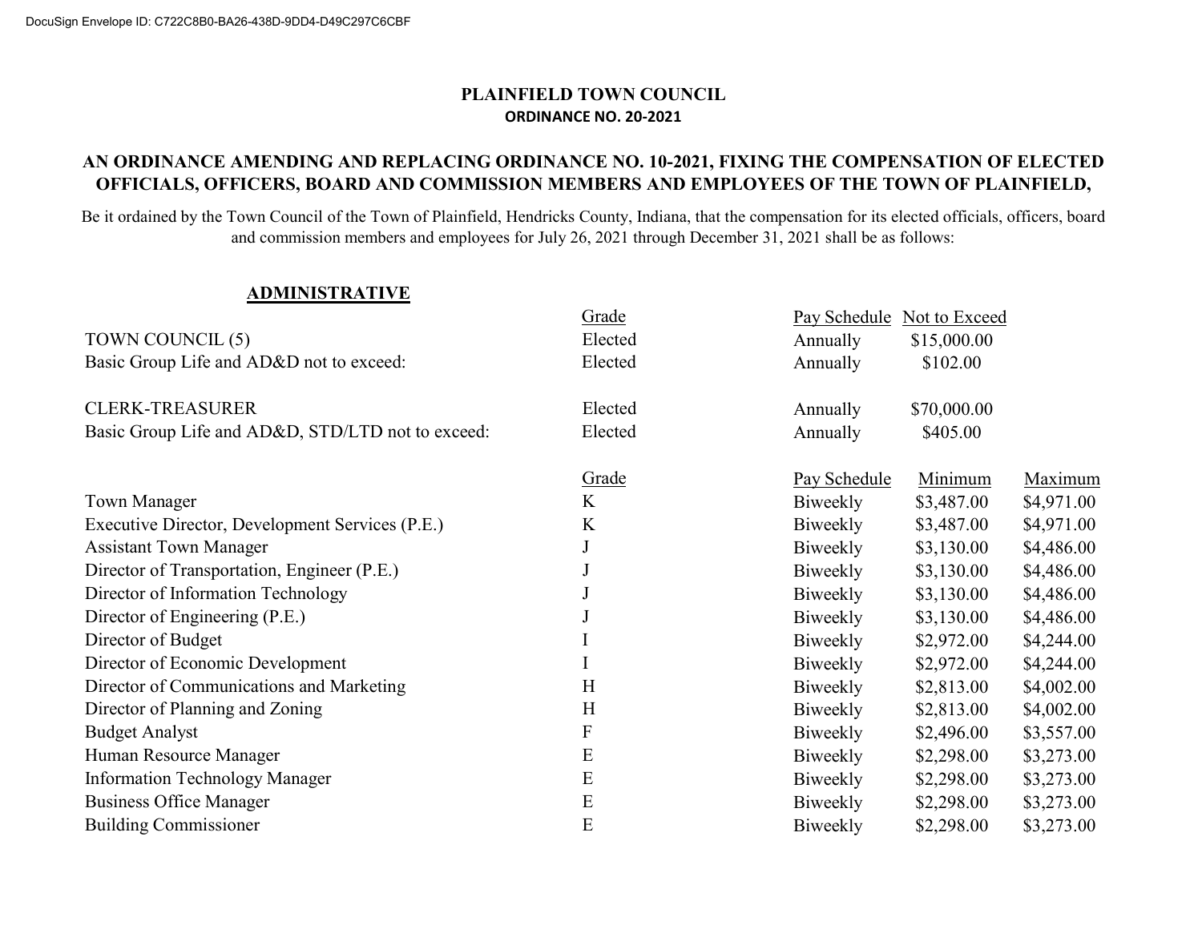DocuSign Envelope ID: C722C8B0-BA26-438D-9DD4-D49C297C6CBF

# PLAINFIELD TOWN COUNCIL

## ORDINANCE NO. 20-2021

## AN ORDINANCE AMENDING AND REPLACING ORDINANCE NO. 10-2021, FIXING THE COMPENSATION OF ELECTED OFFICIALS, OFFICERS, BOARD AND COMMISSION MEMBERS AND EMPLOYEES OF THE TOWN OF PLAINFIELD,

Be it ordained by the Town Council of the Town of Plainfield, Hendricks County, Indiana, that the compensation for its elected officials, officers, board and commission members and employees for July 26, 2021 through December 31, 2021 shall be as follows:

### ADMINISTRATIVE

| | Grade | Pay Schedule | Not to Exceed |
|---|---|---|---|
| TOWN COUNCIL (5) | Elected | Annually | $15,000.00 |
| Basic Group Life and AD&D not to exceed: | Elected | Annually | $102.00 |
| CLERK-TREASURER | Elected | Annually | $70,000.00 |
| Basic Group Life and AD&D, STD/LTD not to exceed: | Elected | Annually | $405.00 |

| | Grade | Pay Schedule | Minimum | Maximum |
|---|---|---|---|---|
| Town Manager | K | Biweekly | $3,487.00 | $4,971.00 |
| Executive Director, Development Services (P.E.) | K | Biweekly | $3,487.00 | $4,971.00 |
| Assistant Town Manager | J | Biweekly | $3,130.00 | $4,486.00 |
| Director of Transportation, Engineer (P.E.) | J | Biweekly | $3,130.00 | $4,486.00 |
| Director of Information Technology | J | Biweekly | $3,130.00 | $4,486.00 |
| Director of Engineering (P.E.) | J | Biweekly | $3,130.00 | $4,486.00 |
| Director of Budget | I | Biweekly | $2,972.00 | $4,244.00 |
| Director of Economic Development | I | Biweekly | $2,972.00 | $4,244.00 |
| Director of Communications and Marketing | H | Biweekly | $2,813.00 | $4,002.00 |
| Director of Planning and Zoning | H | Biweekly | $2,813.00 | $4,002.00 |
| Budget Analyst | F | Biweekly | $2,496.00 | $3,557.00 |
| Human Resource Manager | E | Biweekly | $2,298.00 | $3,273.00 |
| Information Technology Manager | E | Biweekly | $2,298.00 | $3,273.00 |
| Business Office Manager | E | Biweekly | $2,298.00 | $3,273.00 |
| Building Commissioner | E | Biweekly | $2,298.00 | $3,273.00 |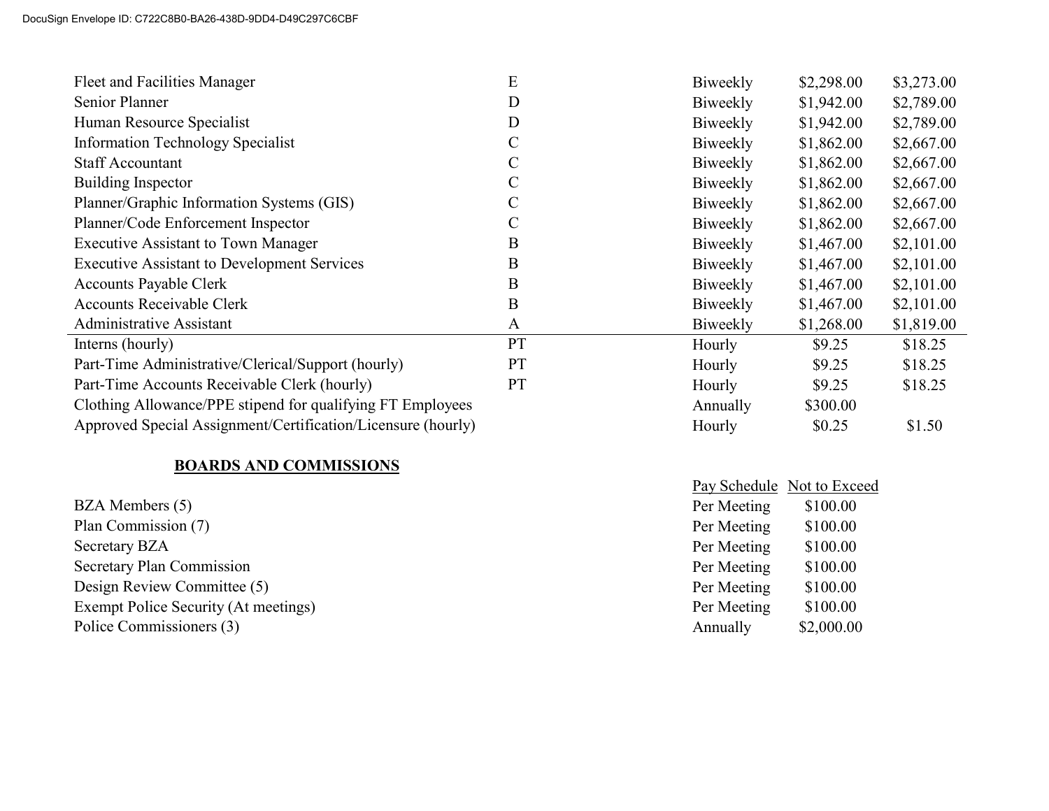| | | | | |
|---|---|---|---|---|
| Fleet and Facilities Manager | E | Biweekly | $2,298.00 | $3,273.00 |
| Senior Planner | D | Biweekly | $1,942.00 | $2,789.00 |
| Human Resource Specialist | D | Biweekly | $1,942.00 | $2,789.00 |
| Information Technology Specialist | C | Biweekly | $1,862.00 | $2,667.00 |
| Staff Accountant | C | Biweekly | $1,862.00 | $2,667.00 |
| Building Inspector | C | Biweekly | $1,862.00 | $2,667.00 |
| Planner/Graphic Information Systems (GIS) | C | Biweekly | $1,862.00 | $2,667.00 |
| Planner/Code Enforcement Inspector | C | Biweekly | $1,862.00 | $2,667.00 |
| Executive Assistant to Town Manager | B | Biweekly | $1,467.00 | $2,101.00 |
| Executive Assistant to Development Services | B | Biweekly | $1,467.00 | $2,101.00 |
| Accounts Payable Clerk | B | Biweekly | $1,467.00 | $2,101.00 |
| Accounts Receivable Clerk | B | Biweekly | $1,467.00 | $2,101.00 |
| Administrative Assistant | A | Biweekly | $1,268.00 | $1,819.00 |
| Interns (hourly) | PT | Hourly | $9.25 | $18.25 |
| Part-Time Administrative/Clerical/Support (hourly) | PT | Hourly | $9.25 | $18.25 |
| Part-Time Accounts Receivable Clerk (hourly) | PT | Hourly | $9.25 | $18.25 |
| Clothing Allowance/PPE stipend for qualifying FT Employees | | Annually | $300.00 | |
| Approved Special Assignment/Certification/Licensure (hourly) | | Hourly | $0.25 | $1.50 |

## BOARDS AND COMMISSIONS

| | Pay Schedule | Not to Exceed |
|---|---|---|
| BZA Members (5) | Per Meeting | $100.00 |
| Plan Commission (7) | Per Meeting | $100.00 |
| Secretary BZA | Per Meeting | $100.00 |
| Secretary Plan Commission | Per Meeting | $100.00 |
| Design Review Committee (5) | Per Meeting | $100.00 |
| Exempt Police Security (At meetings) | Per Meeting | $100.00 |
| Police Commissioners (3) | Annually | $2,000.00 |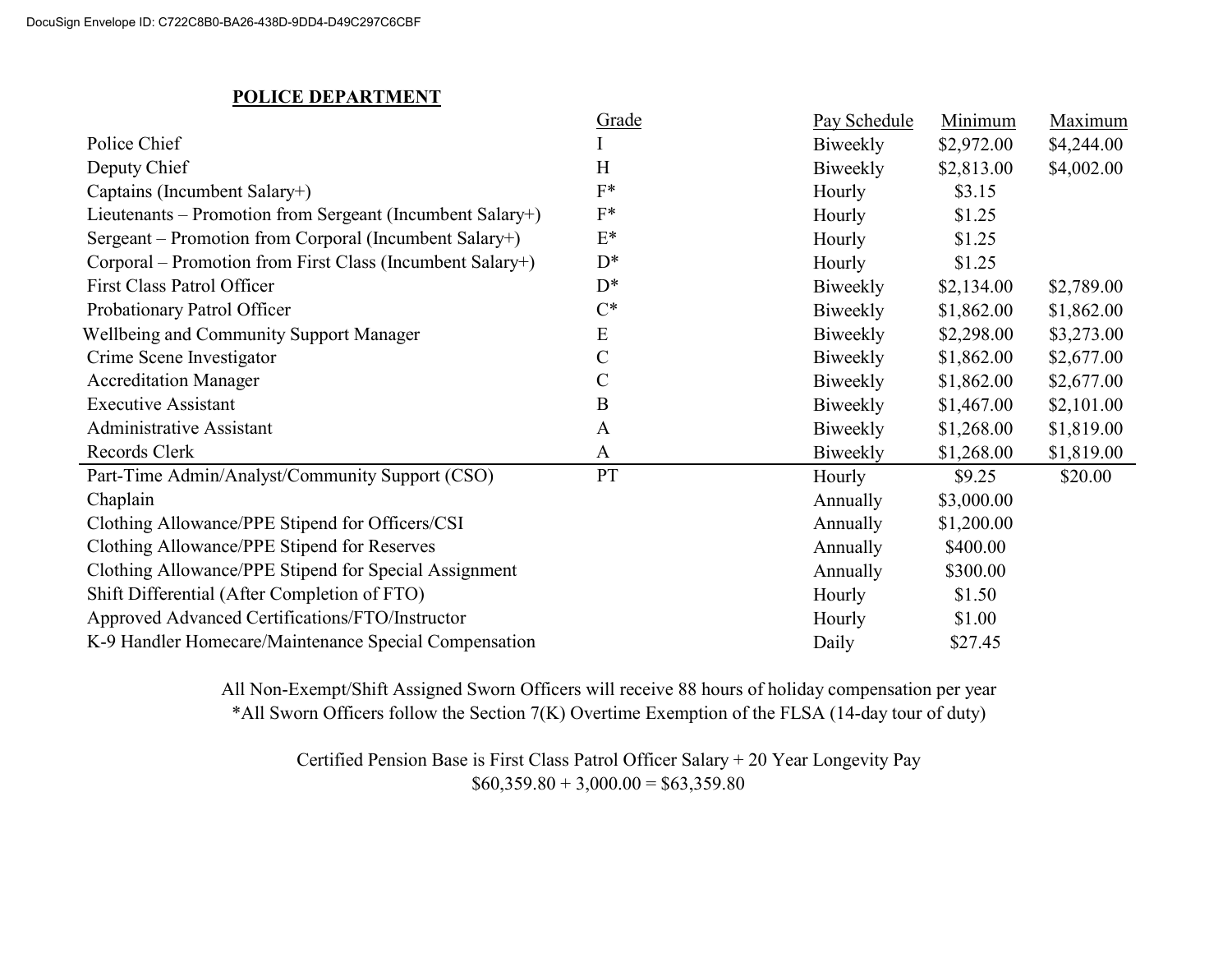## POLICE DEPARTMENT

| | Grade | Pay Schedule | Minimum | Maximum |
|---|---|---|---|---|
| Police Chief | I | Biweekly | $2,972.00 | $4,244.00 |
| Deputy Chief | H | Biweekly | $2,813.00 | $4,002.00 |
| Captains (Incumbent Salary+) | F* | Hourly | $3.15 | |
| Lieutenants – Promotion from Sergeant (Incumbent Salary+) | F* | Hourly | $1.25 | |
| Sergeant – Promotion from Corporal (Incumbent Salary+) | E* | Hourly | $1.25 | |
| Corporal – Promotion from First Class (Incumbent Salary+) | D* | Hourly | $1.25 | |
| First Class Patrol Officer | D* | Biweekly | $2,134.00 | $2,789.00 |
| Probationary Patrol Officer | C* | Biweekly | $1,862.00 | $1,862.00 |
| Wellbeing and Community Support Manager | E | Biweekly | $2,298.00 | $3,273.00 |
| Crime Scene Investigator | C | Biweekly | $1,862.00 | $2,677.00 |
| Accreditation Manager | C | Biweekly | $1,862.00 | $2,677.00 |
| Executive Assistant | B | Biweekly | $1,467.00 | $2,101.00 |
| Administrative Assistant | A | Biweekly | $1,268.00 | $1,819.00 |
| Records Clerk | A | Biweekly | $1,268.00 | $1,819.00 |
| Part-Time Admin/Analyst/Community Support (CSO) | PT | Hourly | $9.25 | $20.00 |
| Chaplain | | Annually | $3,000.00 | |
| Clothing Allowance/PPE Stipend for Officers/CSI | | Annually | $1,200.00 | |
| Clothing Allowance/PPE Stipend for Reserves | | Annually | $400.00 | |
| Clothing Allowance/PPE Stipend for Special Assignment | | Annually | $300.00 | |
| Shift Differential (After Completion of FTO) | | Hourly | $1.50 | |
| Approved Advanced Certifications/FTO/Instructor | | Hourly | $1.00 | |
| K-9 Handler Homecare/Maintenance Special Compensation | | Daily | $27.45 | |

All Non-Exempt/Shift Assigned Sworn Officers will receive 88 hours of holiday compensation per year

*All Sworn Officers follow the Section 7(K) Overtime Exemption of the FLSA (14-day tour of duty)

Certified Pension Base is First Class Patrol Officer Salary + 20 Year Longevity Pay

$60,359.80 + 3,000.00 = $63,359.80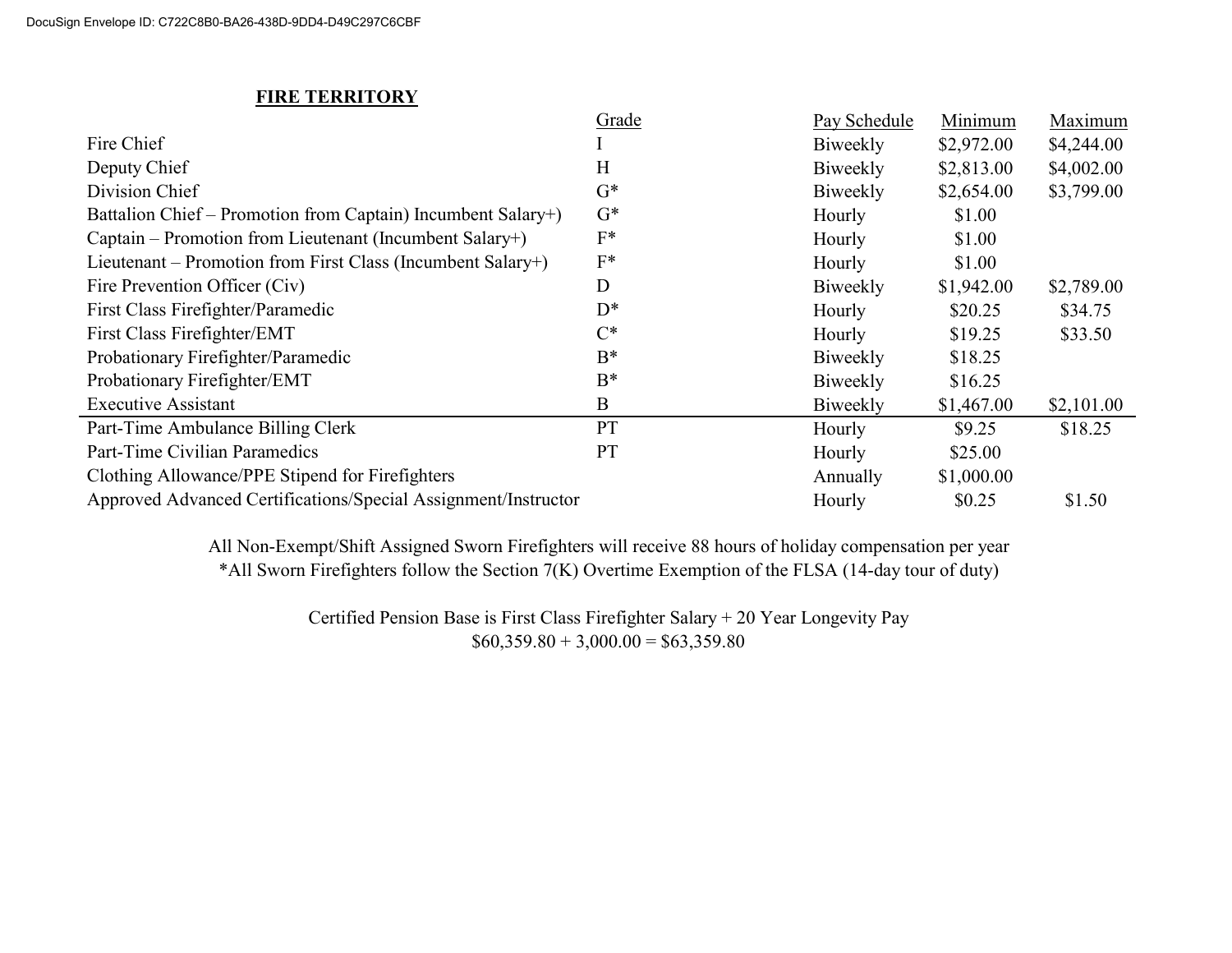## FIRE TERRITORY

| | Grade | Pay Schedule | Minimum | Maximum |
|---|---|---|---|---|
| Fire Chief | I | Biweekly | $2,972.00 | $4,244.00 |
| Deputy Chief | H | Biweekly | $2,813.00 | $4,002.00 |
| Division Chief | G* | Biweekly | $2,654.00 | $3,799.00 |
| Battalion Chief – Promotion from Captain) Incumbent Salary+) | G* | Hourly | $1.00 | |
| Captain – Promotion from Lieutenant (Incumbent Salary+) | F* | Hourly | $1.00 | |
| Lieutenant – Promotion from First Class (Incumbent Salary+) | F* | Hourly | $1.00 | |
| Fire Prevention Officer (Civ) | D | Biweekly | $1,942.00 | $2,789.00 |
| First Class Firefighter/Paramedic | D* | Hourly | $20.25 | $34.75 |
| First Class Firefighter/EMT | C* | Hourly | $19.25 | $33.50 |
| Probationary Firefighter/Paramedic | B* | Biweekly | $18.25 | |
| Probationary Firefighter/EMT | B* | Biweekly | $16.25 | |
| Executive Assistant | B | Biweekly | $1,467.00 | $2,101.00 |
| Part-Time Ambulance Billing Clerk | PT | Hourly | $9.25 | $18.25 |
| Part-Time Civilian Paramedics | PT | Hourly | $25.00 | |
| Clothing Allowance/PPE Stipend for Firefighters | | Annually | $1,000.00 | |
| Approved Advanced Certifications/Special Assignment/Instructor | | Hourly | $0.25 | $1.50 |

All Non-Exempt/Shift Assigned Sworn Firefighters will receive 88 hours of holiday compensation per year
*All Sworn Firefighters follow the Section 7(K) Overtime Exemption of the FLSA (14-day tour of duty)

Certified Pension Base is First Class Firefighter Salary + 20 Year Longevity Pay
$60,359.80 + 3,000.00 = $63,359.80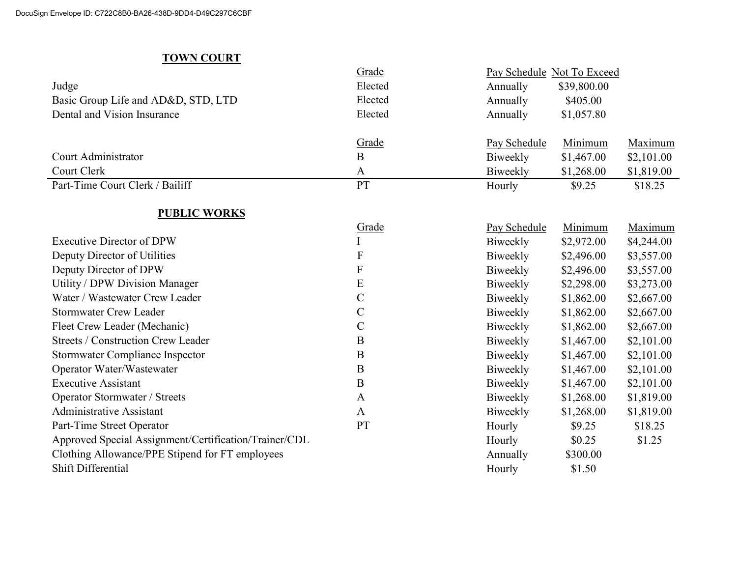## TOWN COURT

| | Grade | Pay Schedule | Not To Exceed | |
|---|---|---|---|---|
| Judge | Elected | Annually | $39,800.00 | |
| Basic Group Life and AD&D, STD, LTD | Elected | Annually | $405.00 | |
| Dental and Vision Insurance | Elected | Annually | $1,057.80 | |

| | Grade | Pay Schedule | Minimum | Maximum |
|---|---|---|---|---|
| Court Administrator | B | Biweekly | $1,467.00 | $2,101.00 |
| Court Clerk | A | Biweekly | $1,268.00 | $1,819.00 |
| Part-Time Court Clerk / Bailiff | PT | Hourly | $9.25 | $18.25 |

## PUBLIC WORKS

| | Grade | Pay Schedule | Minimum | Maximum |
|---|---|---|---|---|
| Executive Director of DPW | I | Biweekly | $2,972.00 | $4,244.00 |
| Deputy Director of Utilities | F | Biweekly | $2,496.00 | $3,557.00 |
| Deputy Director of DPW | F | Biweekly | $2,496.00 | $3,557.00 |
| Utility / DPW Division Manager | E | Biweekly | $2,298.00 | $3,273.00 |
| Water / Wastewater Crew Leader | C | Biweekly | $1,862.00 | $2,667.00 |
| Stormwater Crew Leader | C | Biweekly | $1,862.00 | $2,667.00 |
| Fleet Crew Leader (Mechanic) | C | Biweekly | $1,862.00 | $2,667.00 |
| Streets / Construction Crew Leader | B | Biweekly | $1,467.00 | $2,101.00 |
| Stormwater Compliance Inspector | B | Biweekly | $1,467.00 | $2,101.00 |
| Operator Water/Wastewater | B | Biweekly | $1,467.00 | $2,101.00 |
| Executive Assistant | B | Biweekly | $1,467.00 | $2,101.00 |
| Operator Stormwater / Streets | A | Biweekly | $1,268.00 | $1,819.00 |
| Administrative Assistant | A | Biweekly | $1,268.00 | $1,819.00 |
| Part-Time Street Operator | PT | Hourly | $9.25 | $18.25 |
| Approved Special Assignment/Certification/Trainer/CDL | | Hourly | $0.25 | $1.25 |
| Clothing Allowance/PPE Stipend for FT employees | | Annually | $300.00 | |
| Shift Differential | | Hourly | $1.50 | |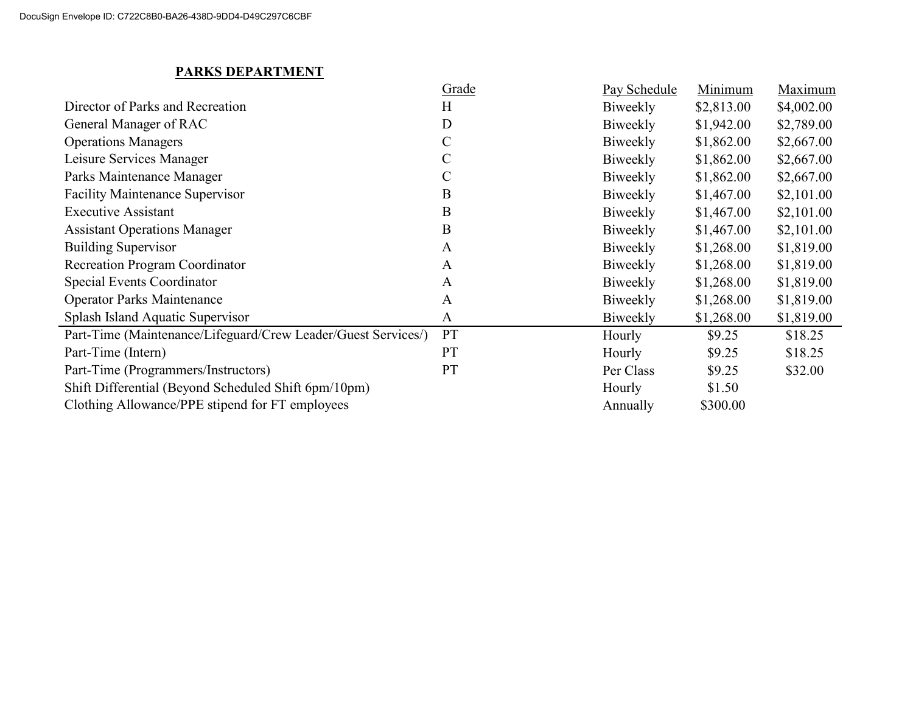**PARKS DEPARTMENT**

| | Grade | Pay Schedule | Minimum | Maximum |
|---|---|---|---|---|
| Director of Parks and Recreation | H | Biweekly | $2,813.00 | $4,002.00 |
| General Manager of RAC | D | Biweekly | $1,942.00 | $2,789.00 |
| Operations Managers | C | Biweekly | $1,862.00 | $2,667.00 |
| Leisure Services Manager | C | Biweekly | $1,862.00 | $2,667.00 |
| Parks Maintenance Manager | C | Biweekly | $1,862.00 | $2,667.00 |
| Facility Maintenance Supervisor | B | Biweekly | $1,467.00 | $2,101.00 |
| Executive Assistant | B | Biweekly | $1,467.00 | $2,101.00 |
| Assistant Operations Manager | B | Biweekly | $1,467.00 | $2,101.00 |
| Building Supervisor | A | Biweekly | $1,268.00 | $1,819.00 |
| Recreation Program Coordinator | A | Biweekly | $1,268.00 | $1,819.00 |
| Special Events Coordinator | A | Biweekly | $1,268.00 | $1,819.00 |
| Operator Parks Maintenance | A | Biweekly | $1,268.00 | $1,819.00 |
| Splash Island Aquatic Supervisor | A | Biweekly | $1,268.00 | $1,819.00 |
| Part-Time (Maintenance/Lifeguard/Crew Leader/Guest Services/) | PT | Hourly | $9.25 | $18.25 |
| Part-Time (Intern) | PT | Hourly | $9.25 | $18.25 |
| Part-Time (Programmers/Instructors) | PT | Per Class | $9.25 | $32.00 |
| Shift Differential (Beyond Scheduled Shift 6pm/10pm) | | Hourly | $1.50 | |
| Clothing Allowance/PPE stipend for FT employees | | Annually | $300.00 | |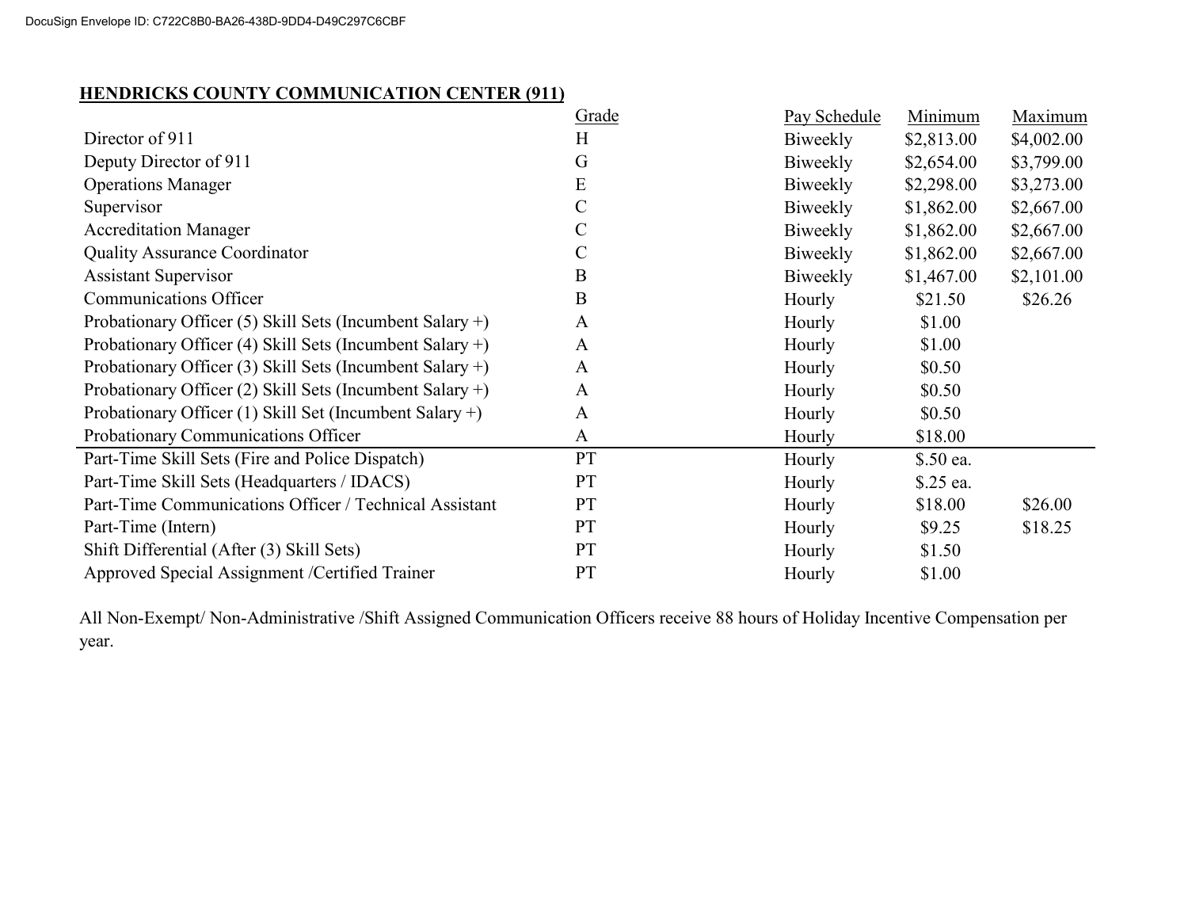**HENDRICKS COUNTY COMMUNICATION CENTER (911)**

| | Grade | Pay Schedule | Minimum | Maximum |
|---|---|---|---|---|
| Director of 911 | H | Biweekly | $2,813.00 | $4,002.00 |
| Deputy Director of 911 | G | Biweekly | $2,654.00 | $3,799.00 |
| Operations Manager | E | Biweekly | $2,298.00 | $3,273.00 |
| Supervisor | C | Biweekly | $1,862.00 | $2,667.00 |
| Accreditation Manager | C | Biweekly | $1,862.00 | $2,667.00 |
| Quality Assurance Coordinator | C | Biweekly | $1,862.00 | $2,667.00 |
| Assistant Supervisor | B | Biweekly | $1,467.00 | $2,101.00 |
| Communications Officer | B | Hourly | $21.50 | $26.26 |
| Probationary Officer (5) Skill Sets (Incumbent Salary +) | A | Hourly | $1.00 | |
| Probationary Officer (4) Skill Sets (Incumbent Salary +) | A | Hourly | $1.00 | |
| Probationary Officer (3) Skill Sets (Incumbent Salary +) | A | Hourly | $0.50 | |
| Probationary Officer (2) Skill Sets (Incumbent Salary +) | A | Hourly | $0.50 | |
| Probationary Officer (1) Skill Set (Incumbent Salary +) | A | Hourly | $0.50 | |
| Probationary Communications Officer | A | Hourly | $18.00 | |
| Part-Time Skill Sets (Fire and Police Dispatch) | PT | Hourly | $.50 ea. | |
| Part-Time Skill Sets (Headquarters / IDACS) | PT | Hourly | $.25 ea. | |
| Part-Time Communications Officer / Technical Assistant | PT | Hourly | $18.00 | $26.00 |
| Part-Time (Intern) | PT | Hourly | $9.25 | $18.25 |
| Shift Differential (After (3) Skill Sets) | PT | Hourly | $1.50 | |
| Approved Special Assignment /Certified Trainer | PT | Hourly | $1.00 | |

All Non-Exempt/ Non-Administrative /Shift Assigned Communication Officers receive 88 hours of Holiday Incentive Compensation per year.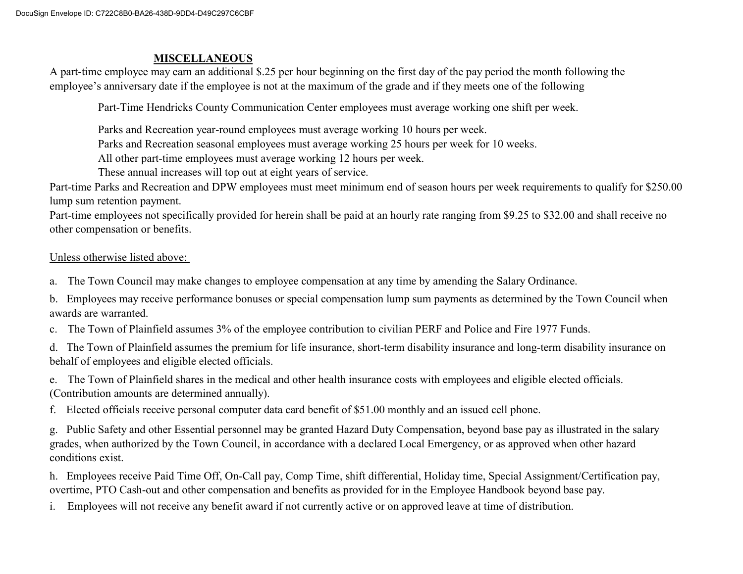## **MISCELLANEOUS**

A part-time employee may earn an additional $.25 per hour beginning on the first day of the pay period the month following the employee's anniversary date if the employee is not at the maximum of the grade and if they meets one of the following

Part-Time Hendricks County Communication Center employees must average working one shift per week.

Parks and Recreation year-round employees must average working 10 hours per week.
Parks and Recreation seasonal employees must average working 25 hours per week for 10 weeks.
All other part-time employees must average working 12 hours per week.
These annual increases will top out at eight years of service.

Part-time Parks and Recreation and DPW employees must meet minimum end of season hours per week requirements to qualify for $250.00 lump sum retention payment.

Part-time employees not specifically provided for herein shall be paid at an hourly rate ranging from $9.25 to $32.00 and shall receive no other compensation or benefits.

Unless otherwise listed above:

a. The Town Council may make changes to employee compensation at any time by amending the Salary Ordinance.

b. Employees may receive performance bonuses or special compensation lump sum payments as determined by the Town Council when awards are warranted.

c. The Town of Plainfield assumes 3% of the employee contribution to civilian PERF and Police and Fire 1977 Funds.

d. The Town of Plainfield assumes the premium for life insurance, short-term disability insurance and long-term disability insurance on behalf of employees and eligible elected officials.

e. The Town of Plainfield shares in the medical and other health insurance costs with employees and eligible elected officials. (Contribution amounts are determined annually).

f. Elected officials receive personal computer data card benefit of $51.00 monthly and an issued cell phone.

g. Public Safety and other Essential personnel may be granted Hazard Duty Compensation, beyond base pay as illustrated in the salary grades, when authorized by the Town Council, in accordance with a declared Local Emergency, or as approved when other hazard conditions exist.

h. Employees receive Paid Time Off, On-Call pay, Comp Time, shift differential, Holiday time, Special Assignment/Certification pay, overtime, PTO Cash-out and other compensation and benefits as provided for in the Employee Handbook beyond base pay.

i. Employees will not receive any benefit award if not currently active or on approved leave at time of distribution.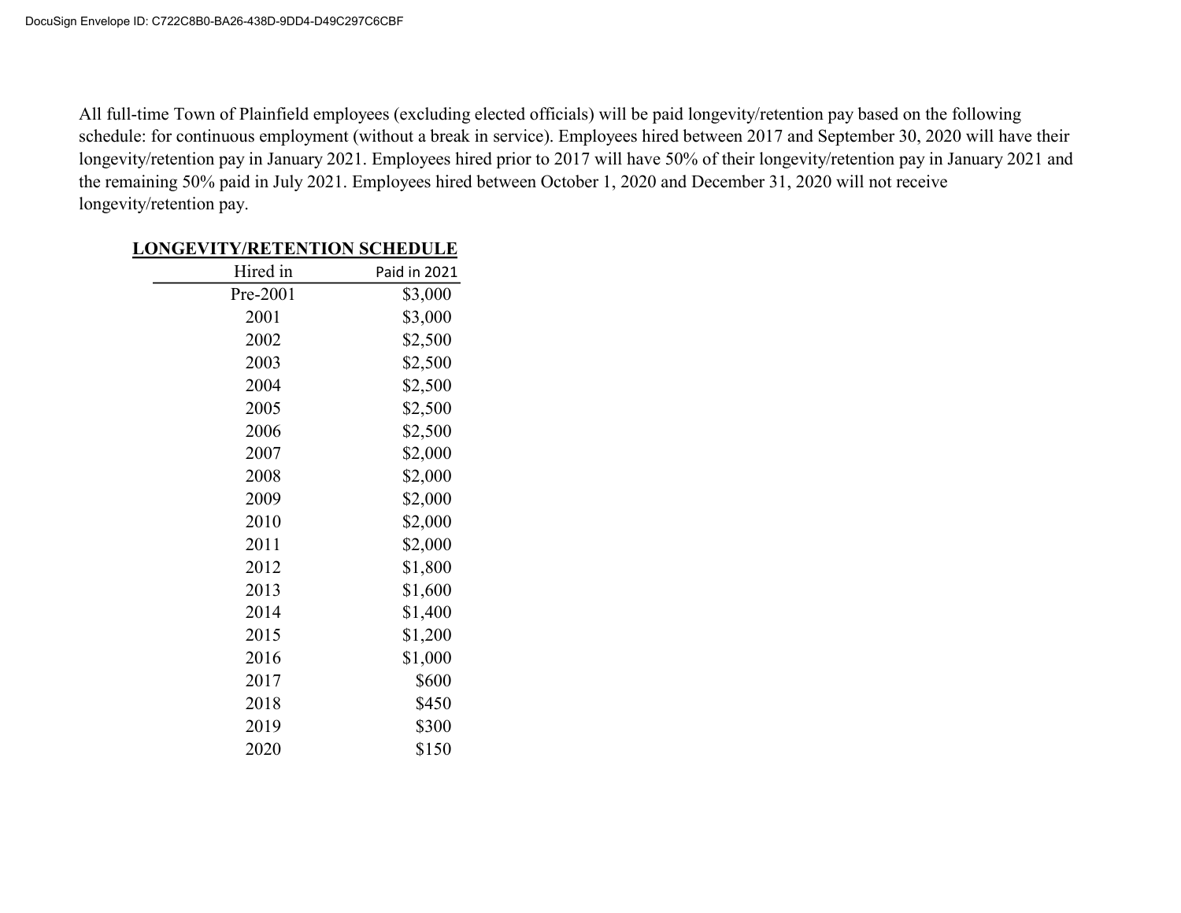All full-time Town of Plainfield employees (excluding elected officials) will be paid longevity/retention pay based on the following schedule: for continuous employment (without a break in service). Employees hired between 2017 and September 30, 2020 will have their longevity/retention pay in January 2021. Employees hired prior to 2017 will have 50% of their longevity/retention pay in January 2021 and the remaining 50% paid in July 2021. Employees hired between October 1, 2020 and December 31, 2020 will not receive longevity/retention pay.

**LONGEVITY/RETENTION SCHEDULE**

| Hired in | Paid in 2021 |
|---|---|
| Pre-2001 | $3,000 |
| 2001 | $3,000 |
| 2002 | $2,500 |
| 2003 | $2,500 |
| 2004 | $2,500 |
| 2005 | $2,500 |
| 2006 | $2,500 |
| 2007 | $2,000 |
| 2008 | $2,000 |
| 2009 | $2,000 |
| 2010 | $2,000 |
| 2011 | $2,000 |
| 2012 | $1,800 |
| 2013 | $1,600 |
| 2014 | $1,400 |
| 2015 | $1,200 |
| 2016 | $1,000 |
| 2017 | $600 |
| 2018 | $450 |
| 2019 | $300 |
| 2020 | $150 |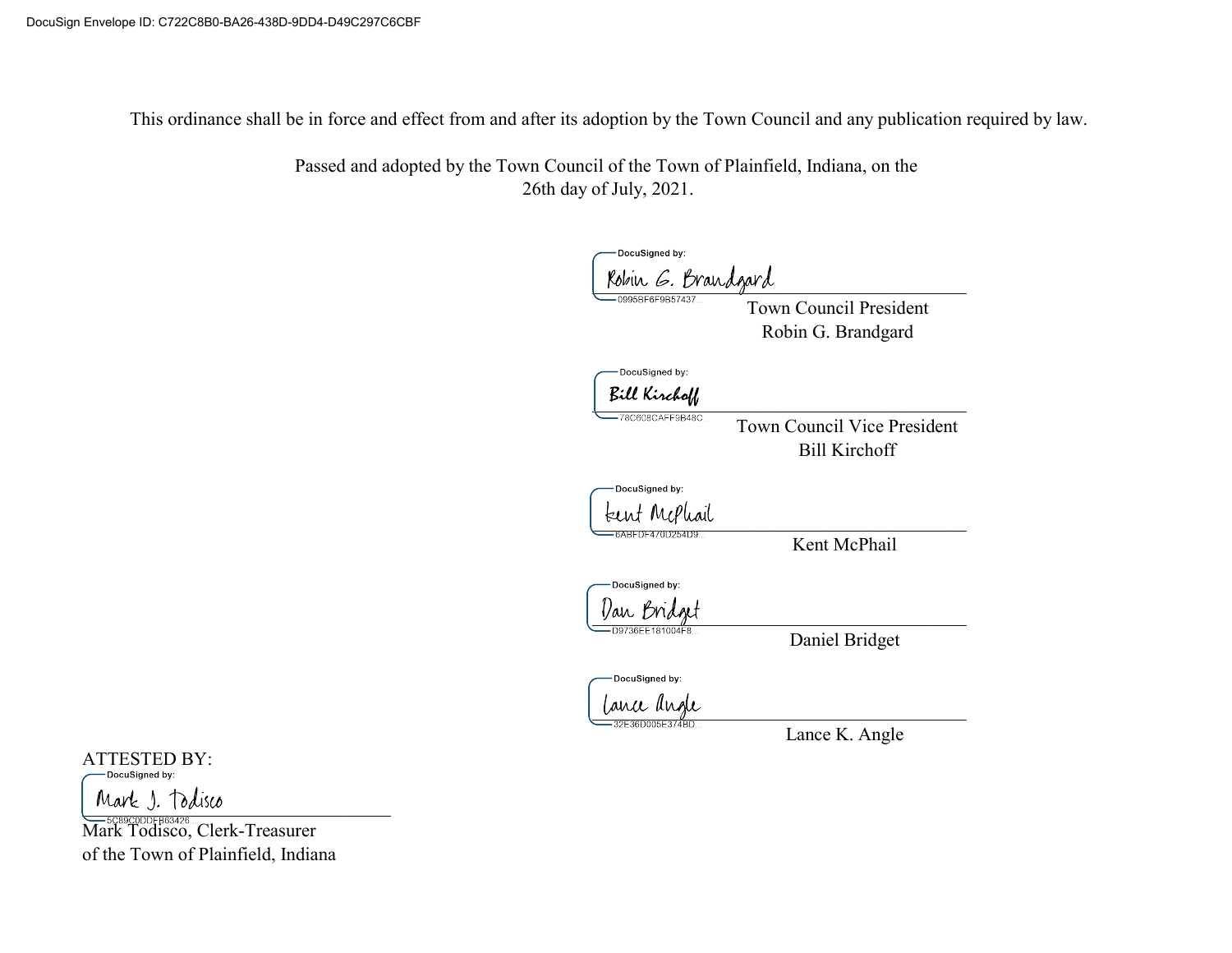This ordinance shall be in force and effect from and after its adoption by the Town Council and any publication required by law.

Passed and adopted by the Town Council of the Town of Plainfield, Indiana, on the 26th day of July, 2021.

DocuSigned by:
Robin G. Brandgard
0995BF6F9B57437...

Town Council President
Robin G. Brandgard

DocuSigned by:
Bill Kirchoff
78C608CAFF9B48C

Town Council Vice President
Bill Kirchoff

DocuSigned by:
Kent McPhail
6ABFDF470D254D9...

Kent McPhail

DocuSigned by:
Dan Bridget
D9736EE181004F8...

Daniel Bridget

DocuSigned by:
Lance Angle
32E36D005E374BD...

Lance K. Angle

ATTESTED BY:

DocuSigned by:
Mark J. Todisco
5C89C0DDFB63426...

Mark Todisco, Clerk-Treasurer
of the Town of Plainfield, Indiana